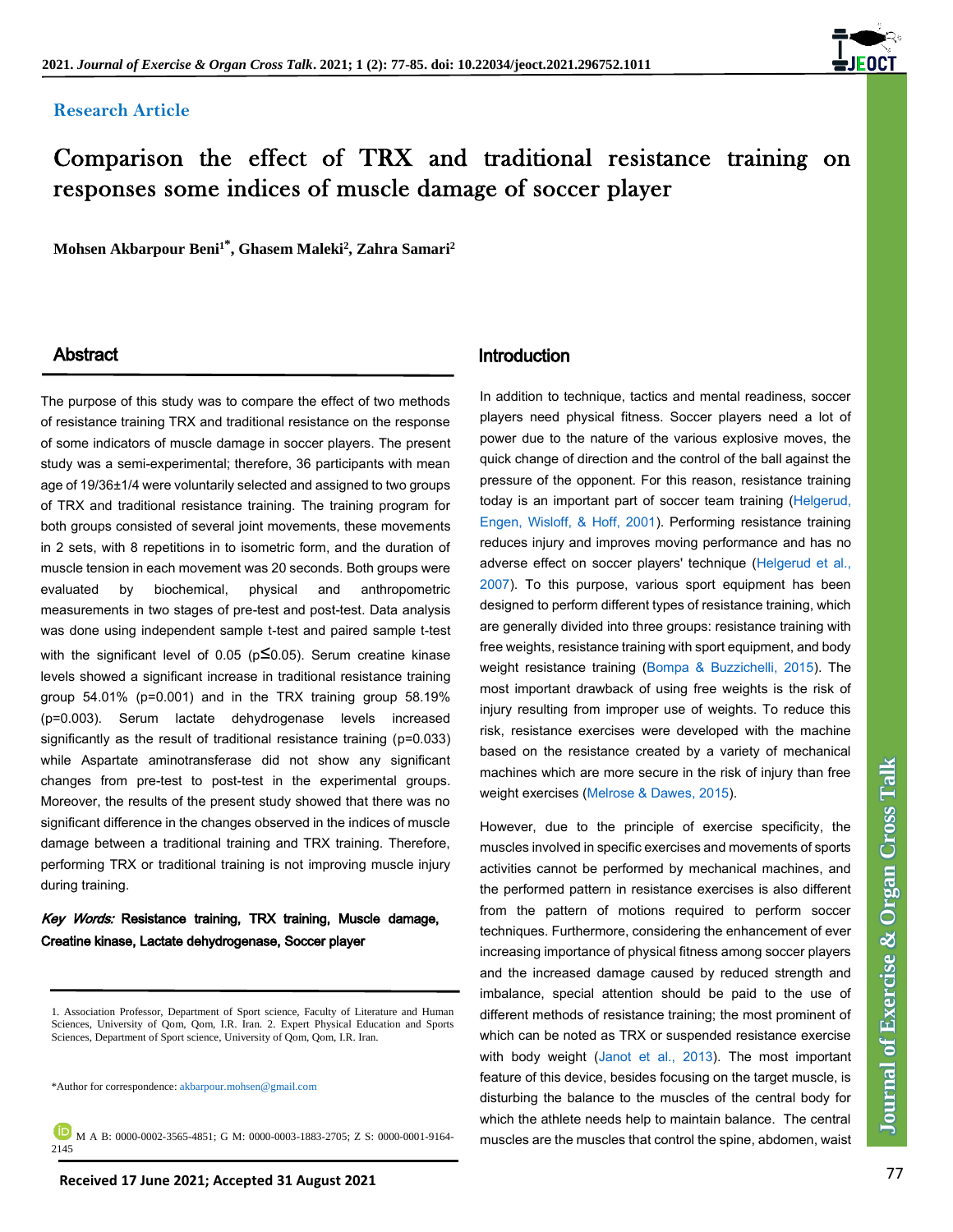**Research Article**

# Comparison the effect of TRX and traditional resistance training on responses some indices of muscle damage of soccer player

**Mohsen Akbarpour Beni[1*], Ghasem Maleki[2], Zahra Samari[2]**

## Abstract

The purpose of this study was to compare the effect of two methods of resistance training TRX and traditional resistance on the response of some indicators of muscle damage in soccer players. The present study was a semi-experimental; therefore, 36 participants with mean age of 19/36±1/4 were voluntarily selected and assigned to two groups of TRX and traditional resistance training. The training program for both groups consisted of several joint movements, these movements in 2 sets, with 8 repetitions in to isometric form, and the duration of muscle tension in each movement was 20 seconds. Both groups were evaluated by biochemical, physical and anthropometric measurements in two stages of pre-test and post-test. Data analysis was done using independent sample t-test and paired sample t-test with the significant level of 0.05 ($p \leq 0.05$). Serum creatine kinase levels showed a significant increase in traditional resistance training group 54.01% ($p=0.001$) and in the TRX training group 58.19% ($p=0.003$). Serum lactate dehydrogenase levels increased significantly as the result of traditional resistance training ($p=0.033$) while Aspartate aminotransferase did not show any significant changes from pre-test to post-test in the experimental groups. Moreover, the results of the present study showed that there was no significant difference in the changes observed in the indices of muscle damage between a traditional training and TRX training. Therefore, performing TRX or traditional training is not improving muscle injury during training.

***Key Words:*** **Resistance training, TRX training, Muscle damage, Creatine kinase, Lactate dehydrogenase, Soccer player**

1. Association Professor, Department of Sport science, Faculty of Literature and Human Sciences, University of Qom, Qom, I.R. Iran. 2. Expert Physical Education and Sports Sciences, Department of Sport science, University of Qom, Qom, I.R. Iran.

*Author for correspondence: akbarpour.mohsen@gmail.com

M A B: 0000-0002-3565-4851; G M: 0000-0003-1883-2705; Z S: 0000-0001-9164-2145

**Received 17 June 2021; Accepted 31 August 2021**

## Introduction

In addition to technique, tactics and mental readiness, soccer players need physical fitness. Soccer players need a lot of power due to the nature of the various explosive moves, the quick change of direction and the control of the ball against the pressure of the opponent. For this reason, resistance training today is an important part of soccer team training (Helgerud, Engen, Wisloff, & Hoff, 2001). Performing resistance training reduces injury and improves moving performance and has no adverse effect on soccer players' technique (Helgerud et al., 2007). To this purpose, various sport equipment has been designed to perform different types of resistance training, which are generally divided into three groups: resistance training with free weights, resistance training with sport equipment, and body weight resistance training (Bompa & Buzzichelli, 2015). The most important drawback of using free weights is the risk of injury resulting from improper use of weights. To reduce this risk, resistance exercises were developed with the machine based on the resistance created by a variety of mechanical machines which are more secure in the risk of injury than free weight exercises (Melrose & Dawes, 2015).

However, due to the principle of exercise specificity, the muscles involved in specific exercises and movements of sports activities cannot be performed by mechanical machines, and the performed pattern in resistance exercises is also different from the pattern of motions required to perform soccer techniques. Furthermore, considering the enhancement of ever increasing importance of physical fitness among soccer players and the increased damage caused by reduced strength and imbalance, special attention should be paid to the use of different methods of resistance training; the most prominent of which can be noted as TRX or suspended resistance exercise with body weight (Janot et al., 2013). The most important feature of this device, besides focusing on the target muscle, is disturbing the balance to the muscles of the central body for which the athlete needs help to maintain balance. The central muscles are the muscles that control the spine, abdomen, waist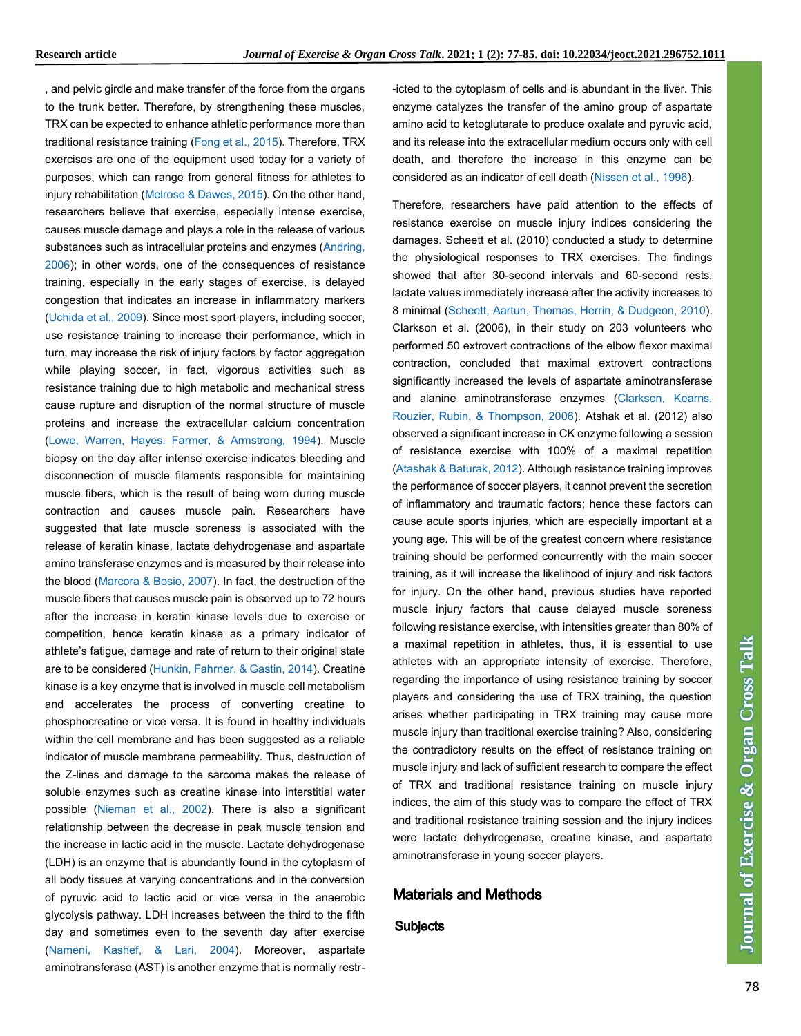, and pelvic girdle and make transfer of the force from the organs to the trunk better. Therefore, by strengthening these muscles, TRX can be expected to enhance athletic performance more than traditional resistance training (Fong et al., 2015). Therefore, TRX exercises are one of the equipment used today for a variety of purposes, which can range from general fitness for athletes to injury rehabilitation (Melrose & Dawes, 2015). On the other hand, researchers believe that exercise, especially intense exercise, causes muscle damage and plays a role in the release of various substances such as intracellular proteins and enzymes (Andring, 2006); in other words, one of the consequences of resistance training, especially in the early stages of exercise, is delayed congestion that indicates an increase in inflammatory markers (Uchida et al., 2009). Since most sport players, including soccer, use resistance training to increase their performance, which in turn, may increase the risk of injury factors by factor aggregation while playing soccer, in fact, vigorous activities such as resistance training due to high metabolic and mechanical stress cause rupture and disruption of the normal structure of muscle proteins and increase the extracellular calcium concentration (Lowe, Warren, Hayes, Farmer, & Armstrong, 1994). Muscle biopsy on the day after intense exercise indicates bleeding and disconnection of muscle filaments responsible for maintaining muscle fibers, which is the result of being worn during muscle contraction and causes muscle pain. Researchers have suggested that late muscle soreness is associated with the release of keratin kinase, lactate dehydrogenase and aspartate amino transferase enzymes and is measured by their release into the blood (Marcora & Bosio, 2007). In fact, the destruction of the muscle fibers that causes muscle pain is observed up to 72 hours after the increase in keratin kinase levels due to exercise or competition, hence keratin kinase as a primary indicator of athlete's fatigue, damage and rate of return to their original state are to be considered (Hunkin, Fahrner, & Gastin, 2014). Creatine kinase is a key enzyme that is involved in muscle cell metabolism and accelerates the process of converting creatine to phosphocreatine or vice versa. It is found in healthy individuals within the cell membrane and has been suggested as a reliable indicator of muscle membrane permeability. Thus, destruction of the Z-lines and damage to the sarcoma makes the release of soluble enzymes such as creatine kinase into interstitial water possible (Nieman et al., 2002). There is also a significant relationship between the decrease in peak muscle tension and the increase in lactic acid in the muscle. Lactate dehydrogenase (LDH) is an enzyme that is abundantly found in the cytoplasm of all body tissues at varying concentrations and in the conversion of pyruvic acid to lactic acid or vice versa in the anaerobic glycolysis pathway. LDH increases between the third to the fifth day and sometimes even to the seventh day after exercise (Nameni, Kashef, & Lari, 2004). Moreover, aspartate aminotransferase (AST) is another enzyme that is normally restr-icted to the cytoplasm of cells and is abundant in the liver. This enzyme catalyzes the transfer of the amino group of aspartate amino acid to ketoglutarate to produce oxalate and pyruvic acid, and its release into the extracellular medium occurs only with cell death, and therefore the increase in this enzyme can be considered as an indicator of cell death (Nissen et al., 1996).

Therefore, researchers have paid attention to the effects of resistance exercise on muscle injury indices considering the damages. Scheett et al. (2010) conducted a study to determine the physiological responses to TRX exercises. The findings showed that after 30-second intervals and 60-second rests, lactate values immediately increase after the activity increases to 8 minimal (Scheett, Aartun, Thomas, Herrin, & Dudgeon, 2010). Clarkson et al. (2006), in their study on 203 volunteers who performed 50 extrovert contractions of the elbow flexor maximal contraction, concluded that maximal extrovert contractions significantly increased the levels of aspartate aminotransferase and alanine aminotransferase enzymes (Clarkson, Kearns, Rouzier, Rubin, & Thompson, 2006). Atshak et al. (2012) also observed a significant increase in CK enzyme following a session of resistance exercise with 100% of a maximal repetition (Atashak & Baturak, 2012). Although resistance training improves the performance of soccer players, it cannot prevent the secretion of inflammatory and traumatic factors; hence these factors can cause acute sports injuries, which are especially important at a young age. This will be of the greatest concern where resistance training should be performed concurrently with the main soccer training, as it will increase the likelihood of injury and risk factors for injury. On the other hand, previous studies have reported muscle injury factors that cause delayed muscle soreness following resistance exercise, with intensities greater than 80% of a maximal repetition in athletes, thus, it is essential to use athletes with an appropriate intensity of exercise. Therefore, regarding the importance of using resistance training by soccer players and considering the use of TRX training, the question arises whether participating in TRX training may cause more muscle injury than traditional exercise training? Also, considering the contradictory results on the effect of resistance training on muscle injury and lack of sufficient research to compare the effect of TRX and traditional resistance training on muscle injury indices, the aim of this study was to compare the effect of TRX and traditional resistance training session and the injury indices were lactate dehydrogenase, creatine kinase, and aspartate aminotransferase in young soccer players.

## Materials and Methods

### Subjects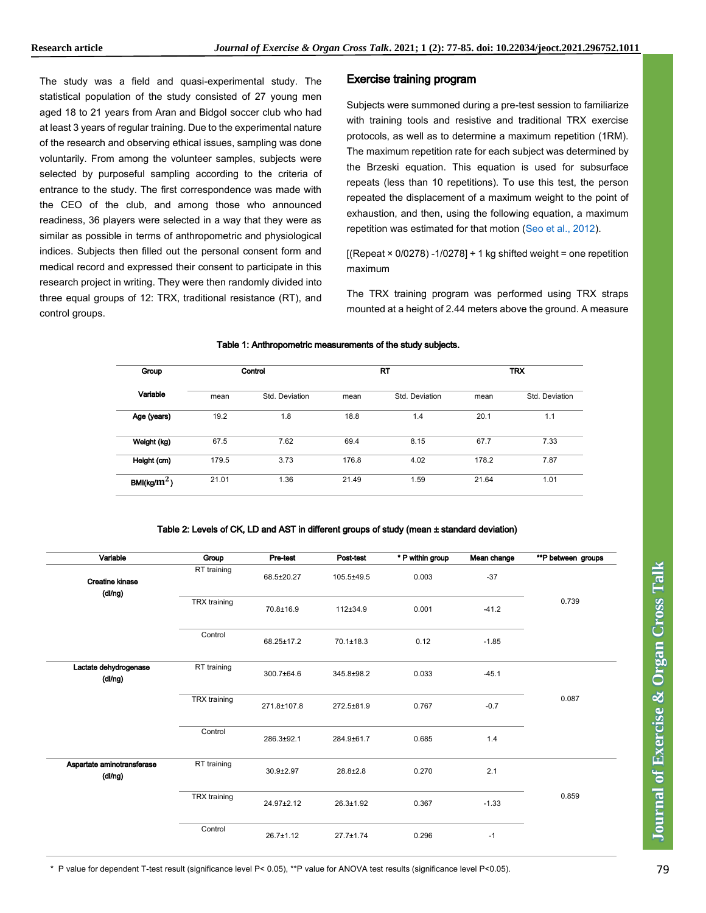The study was a field and quasi-experimental study. The statistical population of the study consisted of 27 young men aged 18 to 21 years from Aran and Bidgol soccer club who had at least 3 years of regular training. Due to the experimental nature of the research and observing ethical issues, sampling was done voluntarily. From among the volunteer samples, subjects were selected by purposeful sampling according to the criteria of entrance to the study. The first correspondence was made with the CEO of the club, and among those who announced readiness, 36 players were selected in a way that they were as similar as possible in terms of anthropometric and physiological indices. Subjects then filled out the personal consent form and medical record and expressed their consent to participate in this research project in writing. They were then randomly divided into three equal groups of 12: TRX, traditional resistance (RT), and control groups.

## Exercise training program

Subjects were summoned during a pre-test session to familiarize with training tools and resistive and traditional TRX exercise protocols, as well as to determine a maximum repetition (1RM). The maximum repetition rate for each subject was determined by the Brzeski equation. This equation is used for subsurface repeats (less than 10 repetitions). To use this test, the person repeated the displacement of a maximum weight to the point of exhaustion, and then, using the following equation, a maximum repetition was estimated for that motion (Seo et al., 2012).

[(Repeat × 0/0278) -1/0278] ÷ 1 kg shifted weight = one repetition maximum

The TRX training program was performed using TRX straps mounted at a height of 2.44 meters above the ground. A measure

**Table 1: Anthropometric measurements of the study subjects.**

| Group | Control | | RT | | TRX | |
|---|---|---|---|---|---|---|
| Variable | mean | Std. Deviation | mean | Std. Deviation | mean | Std. Deviation |
| Age (years) | 19.2 | 1.8 | 18.8 | 1.4 | 20.1 | 1.1 |
| Weight (kg) | 67.5 | 7.62 | 69.4 | 8.15 | 67.7 | 7.33 |
| Height (cm) | 179.5 | 3.73 | 176.8 | 4.02 | 178.2 | 7.87 |
| BMI(kg/$m^2$) | 21.01 | 1.36 | 21.49 | 1.59 | 21.64 | 1.01 |

**Table 2: Levels of CK, LD and AST in different groups of study (mean ± standard deviation)**

| Variable | Group | Pre-test | Post-test | * P within group | Mean change | **P between groups |
|---|---|---|---|---|---|---|
| Creatine kinase (dl/ng) | RT training | 68.5±20.27 | 105.5±49.5 | 0.003 | -37 | 0.739 |
| | TRX training | 70.8±16.9 | 112±34.9 | 0.001 | -41.2 | |
| | Control | 68.25±17.2 | 70.1±18.3 | 0.12 | -1.85 | |
| Lactate dehydrogenase (dl/ng) | RT training | 300.7±64.6 | 345.8±98.2 | 0.033 | -45.1 | 0.087 |
| | TRX training | 271.8±107.8 | 272.5±81.9 | 0.767 | -0.7 | |
| | Control | 286.3±92.1 | 284.9±61.7 | 0.685 | 1.4 | |
| Aspartate aminotransferase (dl/ng) | RT training | 30.9±2.97 | 28.8±2.8 | 0.270 | 2.1 | 0.859 |
| | TRX training | 24.97±2.12 | 26.3±1.92 | 0.367 | -1.33 | |
| | Control | 26.7±1.12 | 27.7±1.74 | 0.296 | -1 | |

\* P value for dependent T-test result (significance level P< 0.05), **P value for ANOVA test results (significance level P<0.05).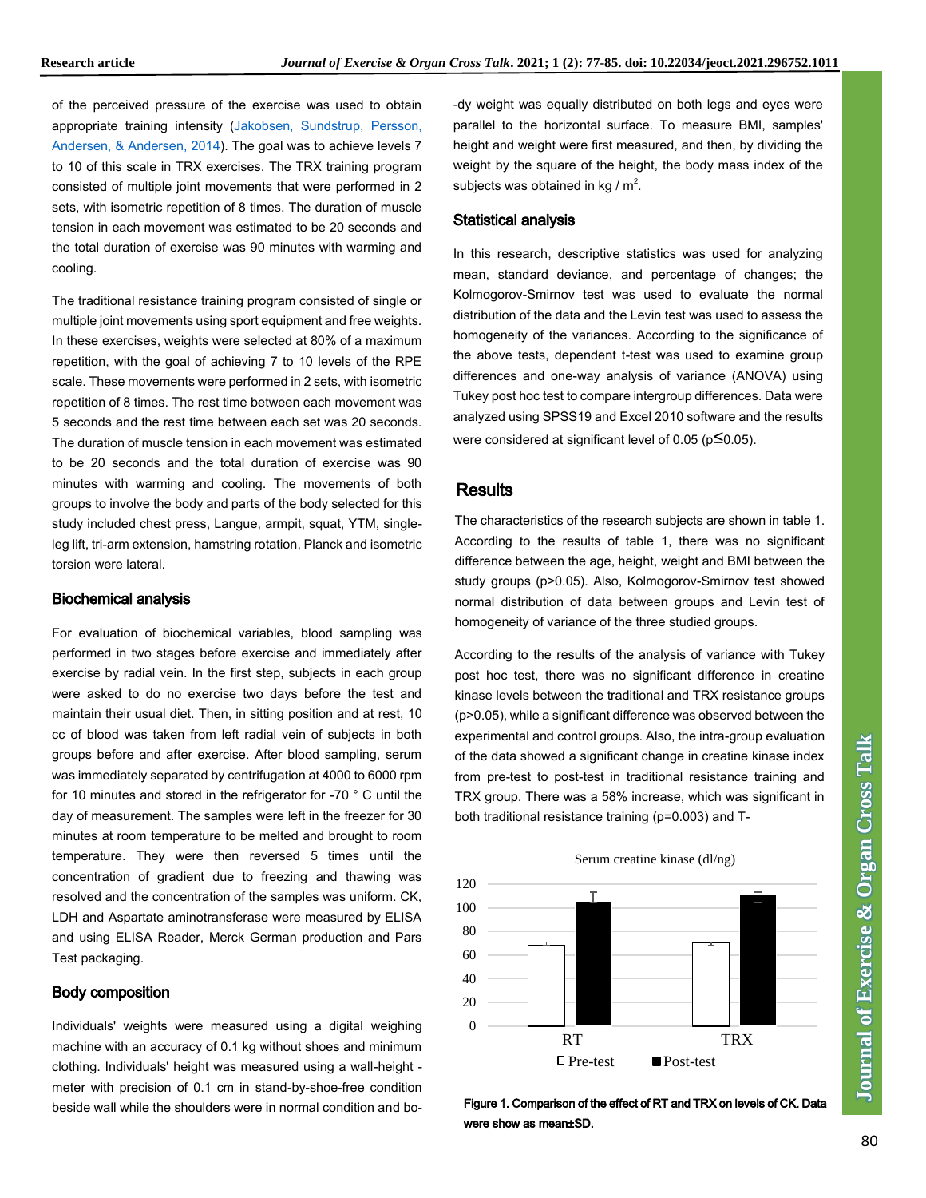of the perceived pressure of the exercise was used to obtain appropriate training intensity (Jakobsen, Sundstrup, Persson, Andersen, & Andersen, 2014). The goal was to achieve levels 7 to 10 of this scale in TRX exercises. The TRX training program consisted of multiple joint movements that were performed in 2 sets, with isometric repetition of 8 times. The duration of muscle tension in each movement was estimated to be 20 seconds and the total duration of exercise was 90 minutes with warming and cooling.

The traditional resistance training program consisted of single or multiple joint movements using sport equipment and free weights. In these exercises, weights were selected at 80% of a maximum repetition, with the goal of achieving 7 to 10 levels of the RPE scale. These movements were performed in 2 sets, with isometric repetition of 8 times. The rest time between each movement was 5 seconds and the rest time between each set was 20 seconds. The duration of muscle tension in each movement was estimated to be 20 seconds and the total duration of exercise was 90 minutes with warming and cooling. The movements of both groups to involve the body and parts of the body selected for this study included chest press, Langue, armpit, squat, YTM, single-leg lift, tri-arm extension, hamstring rotation, Planck and isometric torsion were lateral.

### Biochemical analysis

For evaluation of biochemical variables, blood sampling was performed in two stages before exercise and immediately after exercise by radial vein. In the first step, subjects in each group were asked to do no exercise two days before the test and maintain their usual diet. Then, in sitting position and at rest, 10 cc of blood was taken from left radial vein of subjects in both groups before and after exercise. After blood sampling, serum was immediately separated by centrifugation at 4000 to 6000 rpm for 10 minutes and stored in the refrigerator for -70 ° C until the day of measurement. The samples were left in the freezer for 30 minutes at room temperature to be melted and brought to room temperature. They were then reversed 5 times until the concentration of gradient due to freezing and thawing was resolved and the concentration of the samples was uniform. CK, LDH and Aspartate aminotransferase were measured by ELISA and using ELISA Reader, Merck German production and Pars Test packaging.

### Body composition

Individuals' weights were measured using a digital weighing machine with an accuracy of 0.1 kg without shoes and minimum clothing. Individuals' height was measured using a wall-height -meter with precision of 0.1 cm in stand-by-shoe-free condition beside wall while the shoulders were in normal condition and body weight was equally distributed on both legs and eyes were parallel to the horizontal surface. To measure BMI, samples' height and weight were first measured, and then, by dividing the weight by the square of the height, the body mass index of the subjects was obtained in kg / $m^2$.

### Statistical analysis

In this research, descriptive statistics was used for analyzing mean, standard deviance, and percentage of changes; the Kolmogorov-Smirnov test was used to evaluate the normal distribution of the data and the Levin test was used to assess the homogeneity of the variances. According to the significance of the above tests, dependent t-test was used to examine group differences and one-way analysis of variance (ANOVA) using Tukey post hoc test to compare intergroup differences. Data were analyzed using SPSS19 and Excel 2010 software and the results were considered at significant level of 0.05 ($p \leq 0.05$).

## Results

The characteristics of the research subjects are shown in table 1. According to the results of table 1, there was no significant difference between the age, height, weight and BMI between the study groups ($p>0.05$). Also, Kolmogorov-Smirnov test showed normal distribution of data between groups and Levin test of homogeneity of variance of the three studied groups.

According to the results of the analysis of variance with Tukey post hoc test, there was no significant difference in creatine kinase levels between the traditional and TRX resistance groups ($p>0.05$), while a significant difference was observed between the experimental and control groups. Also, the intra-group evaluation of the data showed a significant change in creatine kinase index from pre-test to post-test in traditional resistance training and TRX group. There was a 58% increase, which was significant in both traditional resistance training ($p=0.003$) and T-

Serum creatine kinase (dl/ng)

| | Pre-test | Post-test |
|---|---|---|
| RT | ~68 | ~105 |
| TRX | ~70 | ~110 |

**Figure 1. Comparison of the effect of RT and TRX on levels of CK. Data were show as mean±SD.**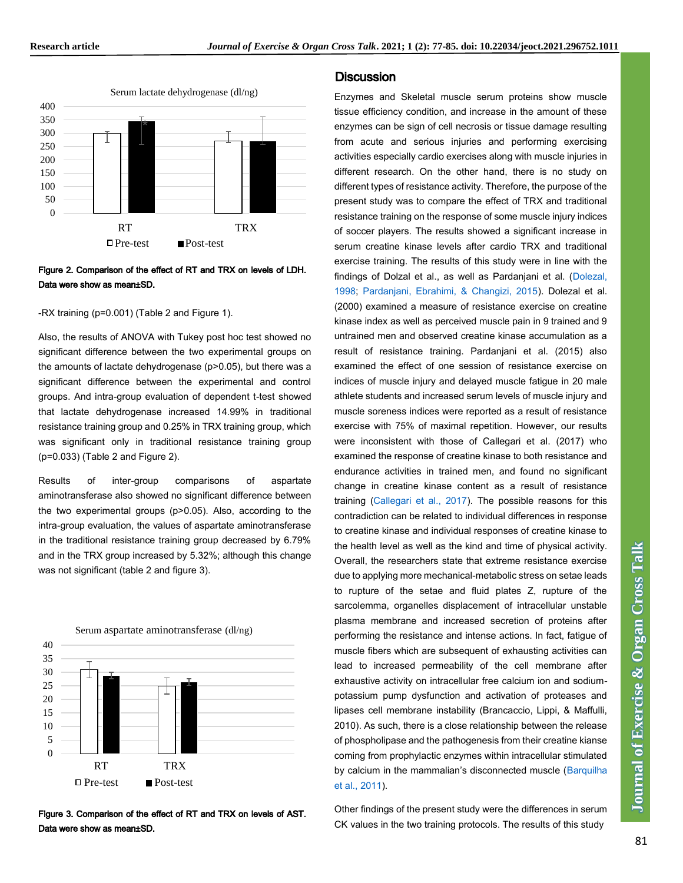Figure 2. Comparison of the effect of RT and TRX on levels of LDH. Data were show as mean±SD.

-RX training (p=0.001) (Table 2 and Figure 1).

Also, the results of ANOVA with Tukey post hoc test showed no significant difference between the two experimental groups on the amounts of lactate dehydrogenase (p>0.05), but there was a significant difference between the experimental and control groups. And intra-group evaluation of dependent t-test showed that lactate dehydrogenase increased 14.99% in traditional resistance training group and 0.25% in TRX training group, which was significant only in traditional resistance training group (p=0.033) (Table 2 and Figure 2).

Results of inter-group comparisons of aspartate aminotransferase also showed no significant difference between the two experimental groups (p>0.05). Also, according to the intra-group evaluation, the values of aspartate aminotransferase in the traditional resistance training group decreased by 6.79% and in the TRX group increased by 5.32%; although this change was not significant (table 2 and figure 3).

Figure 3. Comparison of the effect of RT and TRX on levels of AST. Data were show as mean±SD.

## Discussion

Enzymes and Skeletal muscle serum proteins show muscle tissue efficiency condition, and increase in the amount of these enzymes can be sign of cell necrosis or tissue damage resulting from acute and serious injuries and performing exercising activities especially cardio exercises along with muscle injuries in different research. On the other hand, there is no study on different types of resistance activity. Therefore, the purpose of the present study was to compare the effect of TRX and traditional resistance training on the response of some muscle injury indices of soccer players. The results showed a significant increase in serum creatine kinase levels after cardio TRX and traditional exercise training. The results of this study were in line with the findings of Dolzal et al., as well as Pardanjani et al. (Dolezal, 1998; Pardanjani, Ebrahimi, & Changizi, 2015). Dolezal et al. (2000) examined a measure of resistance exercise on creatine kinase index as well as perceived muscle pain in 9 trained and 9 untrained men and observed creatine kinase accumulation as a result of resistance training. Pardanjani et al. (2015) also examined the effect of one session of resistance exercise on indices of muscle injury and delayed muscle fatigue in 20 male athlete students and increased serum levels of muscle injury and muscle soreness indices were reported as a result of resistance exercise with 75% of maximal repetition. However, our results were inconsistent with those of Callegari et al. (2017) who examined the response of creatine kinase to both resistance and endurance activities in trained men, and found no significant change in creatine kinase content as a result of resistance training (Callegari et al., 2017). The possible reasons for this contradiction can be related to individual differences in response to creatine kinase and individual responses of creatine kinase to the health level as well as the kind and time of physical activity. Overall, the researchers state that extreme resistance exercise due to applying more mechanical-metabolic stress on setae leads to rupture of the setae and fluid plates Z, rupture of the sarcolemma, organelles displacement of intracellular unstable plasma membrane and increased secretion of proteins after performing the resistance and intense actions. In fact, fatigue of muscle fibers which are subsequent of exhausting activities can lead to increased permeability of the cell membrane after exhaustive activity on intracellular free calcium ion and sodium-potassium pump dysfunction and activation of proteases and lipases cell membrane instability (Brancaccio, Lippi, & Maffulli, 2010). As such, there is a close relationship between the release of phospholipase and the pathogenesis from their creatine kianse coming from prophylactic enzymes within intracellular stimulated by calcium in the mammalian's disconnected muscle (Barquilha et al., 2011).

Other findings of the present study were the differences in serum CK values in the two training protocols. The results of this study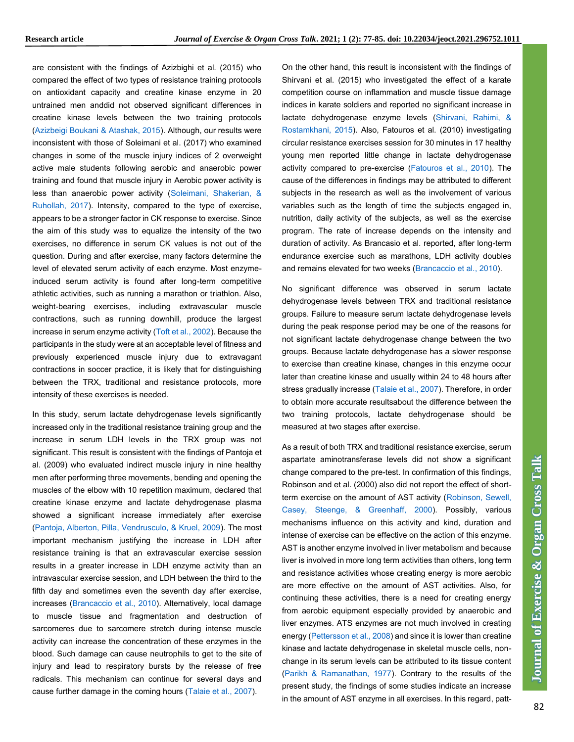are consistent with the findings of Azizbighi et al. (2015) who compared the effect of two types of resistance training protocols on antioxidant capacity and creatine kinase enzyme in 20 untrained men anddid not observed significant differences in creatine kinase levels between the two training protocols (Azizbeigi Boukani & Atashak, 2015). Although, our results were inconsistent with those of Soleimani et al. (2017) who examined changes in some of the muscle injury indices of 2 overweight active male students following aerobic and anaerobic power training and found that muscle injury in Aerobic power activity is less than anaerobic power activity (Soleimani, Shakerian, & Ruhollah, 2017). Intensity, compared to the type of exercise, appears to be a stronger factor in CK response to exercise. Since the aim of this study was to equalize the intensity of the two exercises, no difference in serum CK values is not out of the question. During and after exercise, many factors determine the level of elevated serum activity of each enzyme. Most enzyme-induced serum activity is found after long-term competitive athletic activities, such as running a marathon or triathlon. Also, weight-bearing exercises, including extravascular muscle contractions, such as running downhill, produce the largest increase in serum enzyme activity (Toft et al., 2002). Because the participants in the study were at an acceptable level of fitness and previously experienced muscle injury due to extravagant contractions in soccer practice, it is likely that for distinguishing between the TRX, traditional and resistance protocols, more intensity of these exercises is needed.

In this study, serum lactate dehydrogenase levels significantly increased only in the traditional resistance training group and the increase in serum LDH levels in the TRX group was not significant. This result is consistent with the findings of Pantoja et al. (2009) who evaluated indirect muscle injury in nine healthy men after performing three movements, bending and opening the muscles of the elbow with 10 repetition maximum, declared that creatine kinase enzyme and lactate dehydrogenase plasma showed a significant increase immediately after exercise (Pantoja, Alberton, Pilla, Vendrusculo, & Kruel, 2009). The most important mechanism justifying the increase in LDH after resistance training is that an extravascular exercise session results in a greater increase in LDH enzyme activity than an intravascular exercise session, and LDH between the third to the fifth day and sometimes even the seventh day after exercise, increases (Brancaccio et al., 2010). Alternatively, local damage to muscle tissue and fragmentation and destruction of sarcomeres due to sarcomere stretch during intense muscle activity can increase the concentration of these enzymes in the blood. Such damage can cause neutrophils to get to the site of injury and lead to respiratory bursts by the release of free radicals. This mechanism can continue for several days and cause further damage in the coming hours (Talaie et al., 2007).

On the other hand, this result is inconsistent with the findings of Shirvani et al. (2015) who investigated the effect of a karate competition course on inflammation and muscle tissue damage indices in karate soldiers and reported no significant increase in lactate dehydrogenase enzyme levels (Shirvani, Rahimi, & Rostamkhani, 2015). Also, Fatouros et al. (2010) investigating circular resistance exercises session for 30 minutes in 17 healthy young men reported little change in lactate dehydrogenase activity compared to pre-exercise (Fatouros et al., 2010). The cause of the differences in findings may be attributed to different subjects in the research as well as the involvement of various variables such as the length of time the subjects engaged in, nutrition, daily activity of the subjects, as well as the exercise program. The rate of increase depends on the intensity and duration of activity. As Brancasio et al. reported, after long-term endurance exercise such as marathons, LDH activity doubles and remains elevated for two weeks (Brancaccio et al., 2010).

No significant difference was observed in serum lactate dehydrogenase levels between TRX and traditional resistance groups. Failure to measure serum lactate dehydrogenase levels during the peak response period may be one of the reasons for not significant lactate dehydrogenase change between the two groups. Because lactate dehydrogenase has a slower response to exercise than creatine kinase, changes in this enzyme occur later than creatine kinase and usually within 24 to 48 hours after stress gradually increase (Talaie et al., 2007). Therefore, in order to obtain more accurate resultsabout the difference between the two training protocols, lactate dehydrogenase should be measured at two stages after exercise.

As a result of both TRX and traditional resistance exercise, serum aspartate aminotransferase levels did not show a significant change compared to the pre-test. In confirmation of this findings, Robinson and et al. (2000) also did not report the effect of short-term exercise on the amount of AST activity (Robinson, Sewell, Casey, Steenge, & Greenhaff, 2000). Possibly, various mechanisms influence on this activity and kind, duration and intense of exercise can be effective on the action of this enzyme. AST is another enzyme involved in liver metabolism and because liver is involved in more long term activities than others, long term and resistance activities whose creating energy is more aerobic are more effective on the amount of AST activities. Also, for continuing these activities, there is a need for creating energy from aerobic equipment especially provided by anaerobic and liver enzymes. ATS enzymes are not much involved in creating energy (Pettersson et al., 2008) and since it is lower than creatine kinase and lactate dehydrogenase in skeletal muscle cells, non-change in its serum levels can be attributed to its tissue content (Parikh & Ramanathan, 1977). Contrary to the results of the present study, the findings of some studies indicate an increase in the amount of AST enzyme in all exercises. In this regard, patt-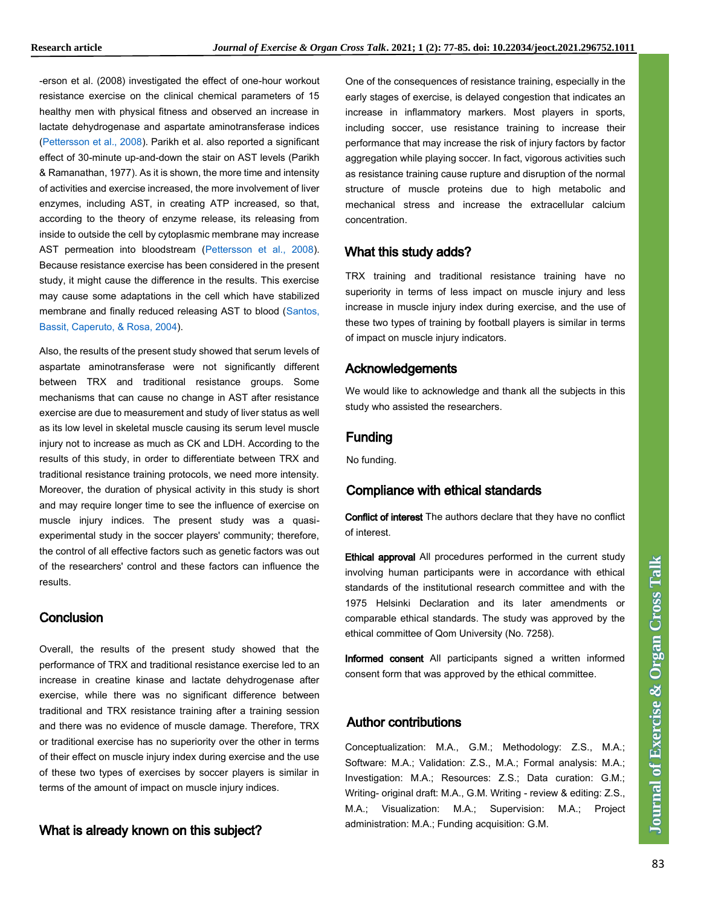-erson et al. (2008) investigated the effect of one-hour workout resistance exercise on the clinical chemical parameters of 15 healthy men with physical fitness and observed an increase in lactate dehydrogenase and aspartate aminotransferase indices (Pettersson et al., 2008). Parikh et al. also reported a significant effect of 30-minute up-and-down the stair on AST levels (Parikh & Ramanathan, 1977). As it is shown, the more time and intensity of activities and exercise increased, the more involvement of liver enzymes, including AST, in creating ATP increased, so that, according to the theory of enzyme release, its releasing from inside to outside the cell by cytoplasmic membrane may increase AST permeation into bloodstream (Pettersson et al., 2008). Because resistance exercise has been considered in the present study, it might cause the difference in the results. This exercise may cause some adaptations in the cell which have stabilized membrane and finally reduced releasing AST to blood (Santos, Bassit, Caperuto, & Rosa, 2004).

Also, the results of the present study showed that serum levels of aspartate aminotransferase were not significantly different between TRX and traditional resistance groups. Some mechanisms that can cause no change in AST after resistance exercise are due to measurement and study of liver status as well as its low level in skeletal muscle causing its serum level muscle injury not to increase as much as CK and LDH. According to the results of this study, in order to differentiate between TRX and traditional resistance training protocols, we need more intensity. Moreover, the duration of physical activity in this study is short and may require longer time to see the influence of exercise on muscle injury indices. The present study was a quasi-experimental study in the soccer players' community; therefore, the control of all effective factors such as genetic factors was out of the researchers' control and these factors can influence the results.

## Conclusion

Overall, the results of the present study showed that the performance of TRX and traditional resistance exercise led to an increase in creatine kinase and lactate dehydrogenase after exercise, while there was no significant difference between traditional and TRX resistance training after a training session and there was no evidence of muscle damage. Therefore, TRX or traditional exercise has no superiority over the other in terms of their effect on muscle injury index during exercise and the use of these two types of exercises by soccer players is similar in terms of the amount of impact on muscle injury indices.

## What is already known on this subject?

One of the consequences of resistance training, especially in the early stages of exercise, is delayed congestion that indicates an increase in inflammatory markers. Most players in sports, including soccer, use resistance training to increase their performance that may increase the risk of injury factors by factor aggregation while playing soccer. In fact, vigorous activities such as resistance training cause rupture and disruption of the normal structure of muscle proteins due to high metabolic and mechanical stress and increase the extracellular calcium concentration.

## What this study adds?

TRX training and traditional resistance training have no superiority in terms of less impact on muscle injury and less increase in muscle injury index during exercise, and the use of these two types of training by football players is similar in terms of impact on muscle injury indicators.

## Acknowledgements

We would like to acknowledge and thank all the subjects in this study who assisted the researchers.

## Funding

No funding.

## Compliance with ethical standards

**Conflict of interest** The authors declare that they have no conflict of interest.

**Ethical approval** All procedures performed in the current study involving human participants were in accordance with ethical standards of the institutional research committee and with the 1975 Helsinki Declaration and its later amendments or comparable ethical standards. The study was approved by the ethical committee of Qom University (No. 7258).

**Informed consent** All participants signed a written informed consent form that was approved by the ethical committee.

## Author contributions

Conceptualization: M.A., G.M.; Methodology: Z.S., M.A.; Software: M.A.; Validation: Z.S., M.A.; Formal analysis: M.A.; Investigation: M.A.; Resources: Z.S.; Data curation: G.M.; Writing- original draft: M.A., G.M. Writing - review & editing: Z.S., M.A.; Visualization: M.A.; Supervision: M.A.; Project administration: M.A.; Funding acquisition: G.M.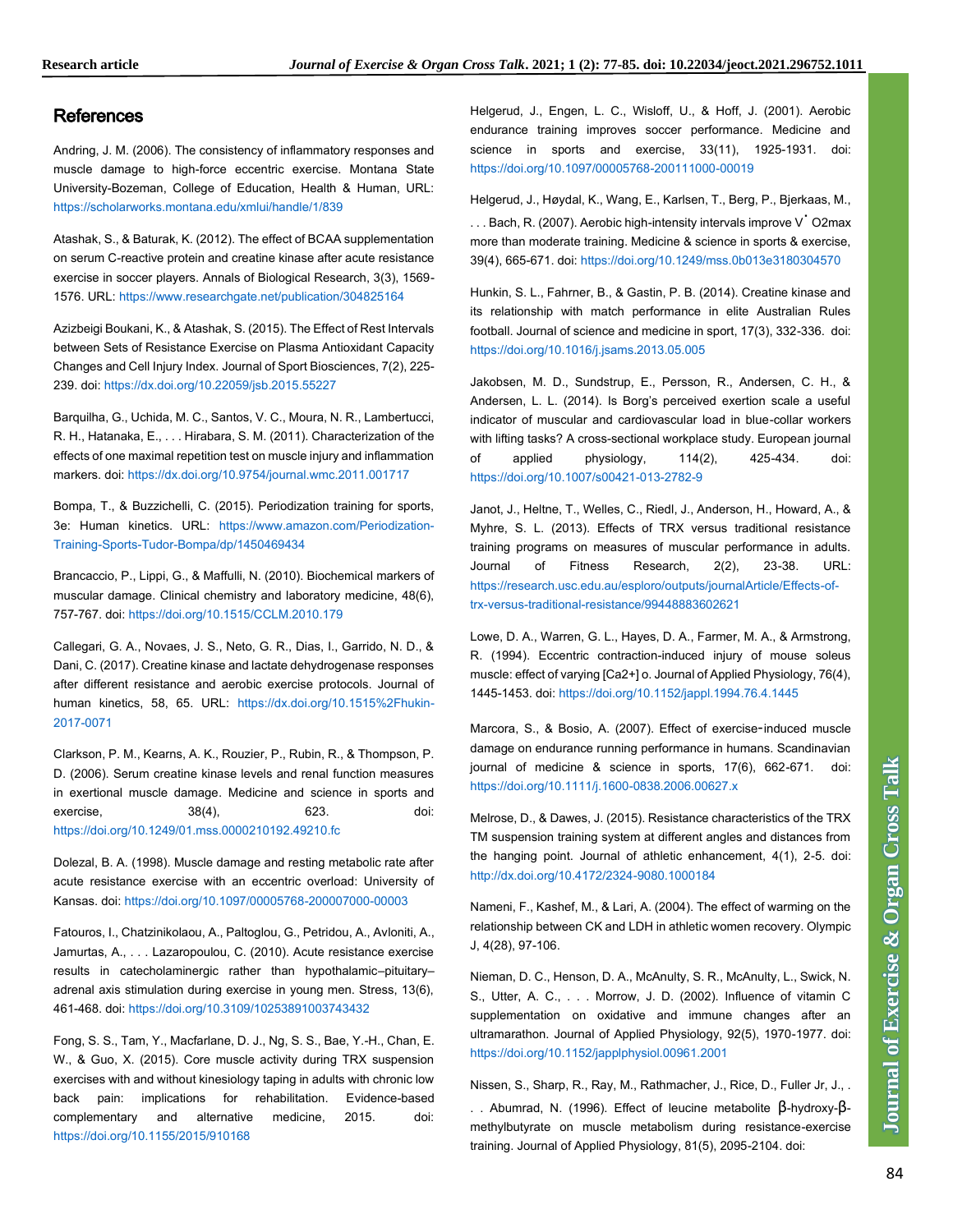## References

Andring, J. M. (2006). The consistency of inflammatory responses and muscle damage to high-force eccentric exercise. Montana State University-Bozeman, College of Education, Health & Human, URL: https://scholarworks.montana.edu/xmlui/handle/1/839

Atashak, S., & Baturak, K. (2012). The effect of BCAA supplementation on serum C-reactive protein and creatine kinase after acute resistance exercise in soccer players. Annals of Biological Research, 3(3), 1569-1576. URL: https://www.researchgate.net/publication/304825164

Azizbeigi Boukani, K., & Atashak, S. (2015). The Effect of Rest Intervals between Sets of Resistance Exercise on Plasma Antioxidant Capacity Changes and Cell Injury Index. Journal of Sport Biosciences, 7(2), 225-239. doi: https://dx.doi.org/10.22059/jsb.2015.55227

Barquilha, G., Uchida, M. C., Santos, V. C., Moura, N. R., Lambertucci, R. H., Hatanaka, E., . . . Hirabara, S. M. (2011). Characterization of the effects of one maximal repetition test on muscle injury and inflammation markers. doi: https://dx.doi.org/10.9754/journal.wmc.2011.001717

Bompa, T., & Buzzichelli, C. (2015). Periodization training for sports, 3e: Human kinetics. URL: https://www.amazon.com/Periodization-Training-Sports-Tudor-Bompa/dp/1450469434

Brancaccio, P., Lippi, G., & Maffulli, N. (2010). Biochemical markers of muscular damage. Clinical chemistry and laboratory medicine, 48(6), 757-767. doi: https://doi.org/10.1515/CCLM.2010.179

Callegari, G. A., Novaes, J. S., Neto, G. R., Dias, I., Garrido, N. D., & Dani, C. (2017). Creatine kinase and lactate dehydrogenase responses after different resistance and aerobic exercise protocols. Journal of human kinetics, 58, 65. URL: https://dx.doi.org/10.1515%2Fhukin-2017-0071

Clarkson, P. M., Kearns, A. K., Rouzier, P., Rubin, R., & Thompson, P. D. (2006). Serum creatine kinase levels and renal function measures in exertional muscle damage. Medicine and science in sports and exercise, 38(4), 623. doi: https://doi.org/10.1249/01.mss.0000210192.49210.fc

Dolezal, B. A. (1998). Muscle damage and resting metabolic rate after acute resistance exercise with an eccentric overload: University of Kansas. doi: https://doi.org/10.1097/00005768-200007000-00003

Fatouros, I., Chatzinikolaou, A., Paltoglou, G., Petridou, A., Avloniti, A., Jamurtas, A., . . . Lazaropoulou, C. (2010). Acute resistance exercise results in catecholaminergic rather than hypothalamic–pituitary–adrenal axis stimulation during exercise in young men. Stress, 13(6), 461-468. doi: https://doi.org/10.3109/10253891003743432

Fong, S. S., Tam, Y., Macfarlane, D. J., Ng, S. S., Bae, Y.-H., Chan, E. W., & Guo, X. (2015). Core muscle activity during TRX suspension exercises with and without kinesiology taping in adults with chronic low back pain: implications for rehabilitation. Evidence-based complementary and alternative medicine, 2015. doi: https://doi.org/10.1155/2015/910168

Helgerud, J., Engen, L. C., Wisloff, U., & Hoff, J. (2001). Aerobic endurance training improves soccer performance. Medicine and science in sports and exercise, 33(11), 1925-1931. doi: https://doi.org/10.1097/00005768-200111000-00019

Helgerud, J., Høydal, K., Wang, E., Karlsen, T., Berg, P., Bjerkaas, M., . . . Bach, R. (2007). Aerobic high-intensity intervals improve V̇ O2max more than moderate training. Medicine & science in sports & exercise, 39(4), 665-671. doi: https://doi.org/10.1249/mss.0b013e3180304570

Hunkin, S. L., Fahrner, B., & Gastin, P. B. (2014). Creatine kinase and its relationship with match performance in elite Australian Rules football. Journal of science and medicine in sport, 17(3), 332-336. doi: https://doi.org/10.1016/j.jsams.2013.05.005

Jakobsen, M. D., Sundstrup, E., Persson, R., Andersen, C. H., & Andersen, L. L. (2014). Is Borg's perceived exertion scale a useful indicator of muscular and cardiovascular load in blue-collar workers with lifting tasks? A cross-sectional workplace study. European journal of applied physiology, 114(2), 425-434. doi: https://doi.org/10.1007/s00421-013-2782-9

Janot, J., Heltne, T., Welles, C., Riedl, J., Anderson, H., Howard, A., & Myhre, S. L. (2013). Effects of TRX versus traditional resistance training programs on measures of muscular performance in adults. Journal of Fitness Research, 2(2), 23-38. URL: https://research.usc.edu.au/esploro/outputs/journalArticle/Effects-of-trx-versus-traditional-resistance/99448883602621

Lowe, D. A., Warren, G. L., Hayes, D. A., Farmer, M. A., & Armstrong, R. (1994). Eccentric contraction-induced injury of mouse soleus muscle: effect of varying [Ca2+] o. Journal of Applied Physiology, 76(4), 1445-1453. doi: https://doi.org/10.1152/jappl.1994.76.4.1445

Marcora, S., & Bosio, A. (2007). Effect of exercise‐induced muscle damage on endurance running performance in humans. Scandinavian journal of medicine & science in sports, 17(6), 662-671. doi: https://doi.org/10.1111/j.1600-0838.2006.00627.x

Melrose, D., & Dawes, J. (2015). Resistance characteristics of the TRX TM suspension training system at different angles and distances from the hanging point. Journal of athletic enhancement, 4(1), 2-5. doi: http://dx.doi.org/10.4172/2324-9080.1000184

Nameni, F., Kashef, M., & Lari, A. (2004). The effect of warming on the relationship between CK and LDH in athletic women recovery. Olympic J, 4(28), 97-106.

Nieman, D. C., Henson, D. A., McAnulty, S. R., McAnulty, L., Swick, N. S., Utter, A. C., . . . Morrow, J. D. (2002). Influence of vitamin C supplementation on oxidative and immune changes after an ultramarathon. Journal of Applied Physiology, 92(5), 1970-1977. doi: https://doi.org/10.1152/japplphysiol.00961.2001

Nissen, S., Sharp, R., Ray, M., Rathmacher, J., Rice, D., Fuller Jr, J., . . . Abumrad, N. (1996). Effect of leucine metabolite β-hydroxy-β-methylbutyrate on muscle metabolism during resistance-exercise training. Journal of Applied Physiology, 81(5), 2095-2104. doi: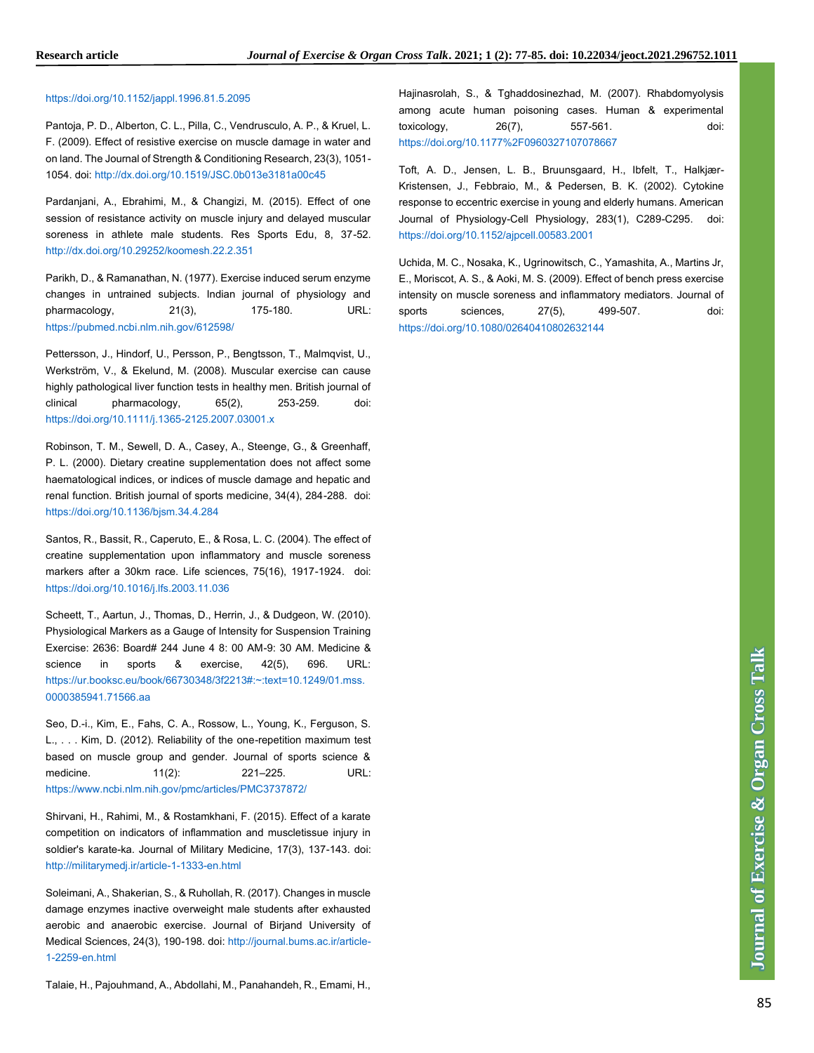https://doi.org/10.1152/jappl.1996.81.5.2095

Pantoja, P. D., Alberton, C. L., Pilla, C., Vendrusculo, A. P., & Kruel, L. F. (2009). Effect of resistive exercise on muscle damage in water and on land. The Journal of Strength & Conditioning Research, 23(3), 1051-1054. doi: http://dx.doi.org/10.1519/JSC.0b013e3181a00c45

Pardanjani, A., Ebrahimi, M., & Changizi, M. (2015). Effect of one session of resistance activity on muscle injury and delayed muscular soreness in athlete male students. Res Sports Edu, 8, 37-52. http://dx.doi.org/10.29252/koomesh.22.2.351

Parikh, D., & Ramanathan, N. (1977). Exercise induced serum enzyme changes in untrained subjects. Indian journal of physiology and pharmacology, 21(3), 175-180. URL: https://pubmed.ncbi.nlm.nih.gov/612598/

Pettersson, J., Hindorf, U., Persson, P., Bengtsson, T., Malmqvist, U., Werkström, V., & Ekelund, M. (2008). Muscular exercise can cause highly pathological liver function tests in healthy men. British journal of clinical pharmacology, 65(2), 253-259. doi: https://doi.org/10.1111/j.1365-2125.2007.03001.x

Robinson, T. M., Sewell, D. A., Casey, A., Steenge, G., & Greenhaff, P. L. (2000). Dietary creatine supplementation does not affect some haematological indices, or indices of muscle damage and hepatic and renal function. British journal of sports medicine, 34(4), 284-288. doi: https://doi.org/10.1136/bjsm.34.4.284

Santos, R., Bassit, R., Caperuto, E., & Rosa, L. C. (2004). The effect of creatine supplementation upon inflammatory and muscle soreness markers after a 30km race. Life sciences, 75(16), 1917-1924. doi: https://doi.org/10.1016/j.lfs.2003.11.036

Scheett, T., Aartun, J., Thomas, D., Herrin, J., & Dudgeon, W. (2010). Physiological Markers as a Gauge of Intensity for Suspension Training Exercise: 2636: Board# 244 June 4 8: 00 AM-9: 30 AM. Medicine & science in sports & exercise, 42(5), 696. URL: https://ur.booksc.eu/book/66730348/3f2213#:~:text=10.1249/01.mss.0000385941.71566.aa

Seo, D.-i., Kim, E., Fahs, C. A., Rossow, L., Young, K., Ferguson, S. L., . . . Kim, D. (2012). Reliability of the one-repetition maximum test based on muscle group and gender. Journal of sports science & medicine. 11(2): 221–225. URL: https://www.ncbi.nlm.nih.gov/pmc/articles/PMC3737872/

Shirvani, H., Rahimi, M., & Rostamkhani, F. (2015). Effect of a karate competition on indicators of inflammation and muscletissue injury in soldier's karate-ka. Journal of Military Medicine, 17(3), 137-143. doi: http://militarymedj.ir/article-1-1333-en.html

Soleimani, A., Shakerian, S., & Ruhollah, R. (2017). Changes in muscle damage enzymes inactive overweight male students after exhausted aerobic and anaerobic exercise. Journal of Birjand University of Medical Sciences, 24(3), 190-198. doi: http://journal.bums.ac.ir/article-1-2259-en.html

Talaie, H., Pajouhmand, A., Abdollahi, M., Panahandeh, R., Emami, H., Hajinasrolah, S., & Tghaddosinezhad, M. (2007). Rhabdomyolysis among acute human poisoning cases. Human & experimental toxicology, 26(7), 557-561. doi: https://doi.org/10.1177%2F0960327107078667

Toft, A. D., Jensen, L. B., Bruunsgaard, H., Ibfelt, T., Halkjær-Kristensen, J., Febbraio, M., & Pedersen, B. K. (2002). Cytokine response to eccentric exercise in young and elderly humans. American Journal of Physiology-Cell Physiology, 283(1), C289-C295. doi: https://doi.org/10.1152/ajpcell.00583.2001

Uchida, M. C., Nosaka, K., Ugrinowitsch, C., Yamashita, A., Martins Jr, E., Moriscot, A. S., & Aoki, M. S. (2009). Effect of bench press exercise intensity on muscle soreness and inflammatory mediators. Journal of sports sciences, 27(5), 499-507. doi: https://doi.org/10.1080/02640410802632144